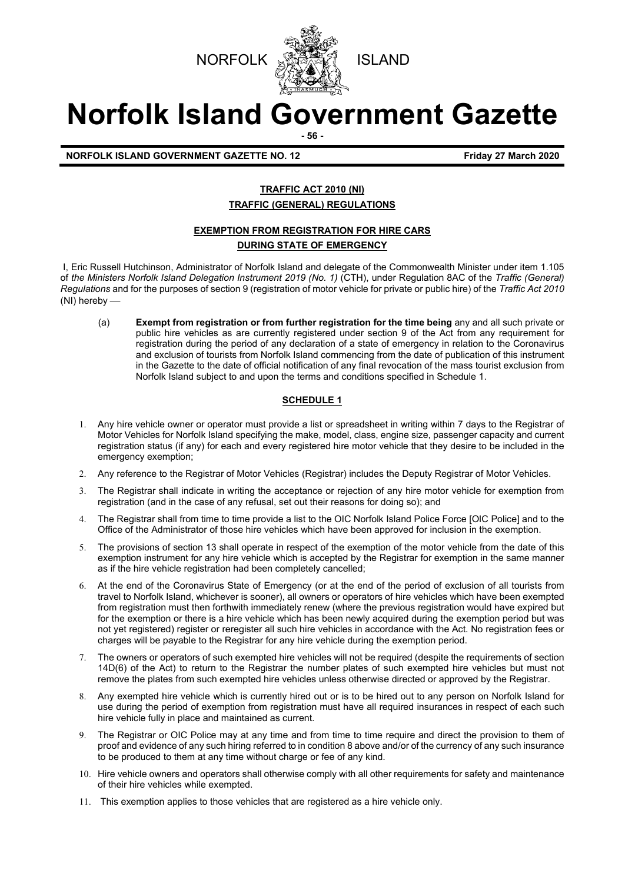NORFOLK ISLAND

# Norfolk Island Government Gazette

**NORFOLK ISLAND GOVERNMENT GAZETTE NO. 12** **Friday 27 March 2020**

## TRAFFIC ACT 2010 (NI)

## TRAFFIC (GENERAL) REGULATIONS

### EXEMPTION FROM REGISTRATION FOR HIRE CARS DURING STATE OF EMERGENCY

I, Eric Russell Hutchinson, Administrator of Norfolk Island and delegate of the Commonwealth Minister under item 1.105 of *the Ministers Norfolk Island Delegation Instrument 2019 (No. 1)* (CTH), under Regulation 8AC of the *Traffic (General) Regulations* and for the purposes of section 9 (registration of motor vehicle for private or public hire) of the *Traffic Act 2010* (NI) hereby —

(a) **Exempt from registration or from further registration for the time being** any and all such private or public hire vehicles as are currently registered under section 9 of the Act from any requirement for registration during the period of any declaration of a state of emergency in relation to the Coronavirus and exclusion of tourists from Norfolk Island commencing from the date of publication of this instrument in the Gazette to the date of official notification of any final revocation of the mass tourist exclusion from Norfolk Island subject to and upon the terms and conditions specified in Schedule 1.

### SCHEDULE 1

1. Any hire vehicle owner or operator must provide a list or spreadsheet in writing within 7 days to the Registrar of Motor Vehicles for Norfolk Island specifying the make, model, class, engine size, passenger capacity and current registration status (if any) for each and every registered hire motor vehicle that they desire to be included in the emergency exemption;
2. Any reference to the Registrar of Motor Vehicles (Registrar) includes the Deputy Registrar of Motor Vehicles.
3. The Registrar shall indicate in writing the acceptance or rejection of any hire motor vehicle for exemption from registration (and in the case of any refusal, set out their reasons for doing so); and
4. The Registrar shall from time to time provide a list to the OIC Norfolk Island Police Force [OIC Police] and to the Office of the Administrator of those hire vehicles which have been approved for inclusion in the exemption.
5. The provisions of section 13 shall operate in respect of the exemption of the motor vehicle from the date of this exemption instrument for any hire vehicle which is accepted by the Registrar for exemption in the same manner as if the hire vehicle registration had been completely cancelled;
6. At the end of the Coronavirus State of Emergency (or at the end of the period of exclusion of all tourists from travel to Norfolk Island, whichever is sooner), all owners or operators of hire vehicles which have been exempted from registration must then forthwith immediately renew (where the previous registration would have expired but for the exemption or there is a hire vehicle which has been newly acquired during the exemption period but was not yet registered) register or reregister all such hire vehicles in accordance with the Act. No registration fees or charges will be payable to the Registrar for any hire vehicle during the exemption period.
7. The owners or operators of such exempted hire vehicles will not be required (despite the requirements of section 14D(6) of the Act) to return to the Registrar the number plates of such exempted hire vehicles but must not remove the plates from such exempted hire vehicles unless otherwise directed or approved by the Registrar.
8. Any exempted hire vehicle which is currently hired out or is to be hired out to any person on Norfolk Island for use during the period of exemption from registration must have all required insurances in respect of each such hire vehicle fully in place and maintained as current.
9. The Registrar or OIC Police may at any time and from time to time require and direct the provision to them of proof and evidence of any such hiring referred to in condition 8 above and/or of the currency of any such insurance to be produced to them at any time without charge or fee of any kind.
10. Hire vehicle owners and operators shall otherwise comply with all other requirements for safety and maintenance of their hire vehicles while exempted.
11. This exemption applies to those vehicles that are registered as a hire vehicle only.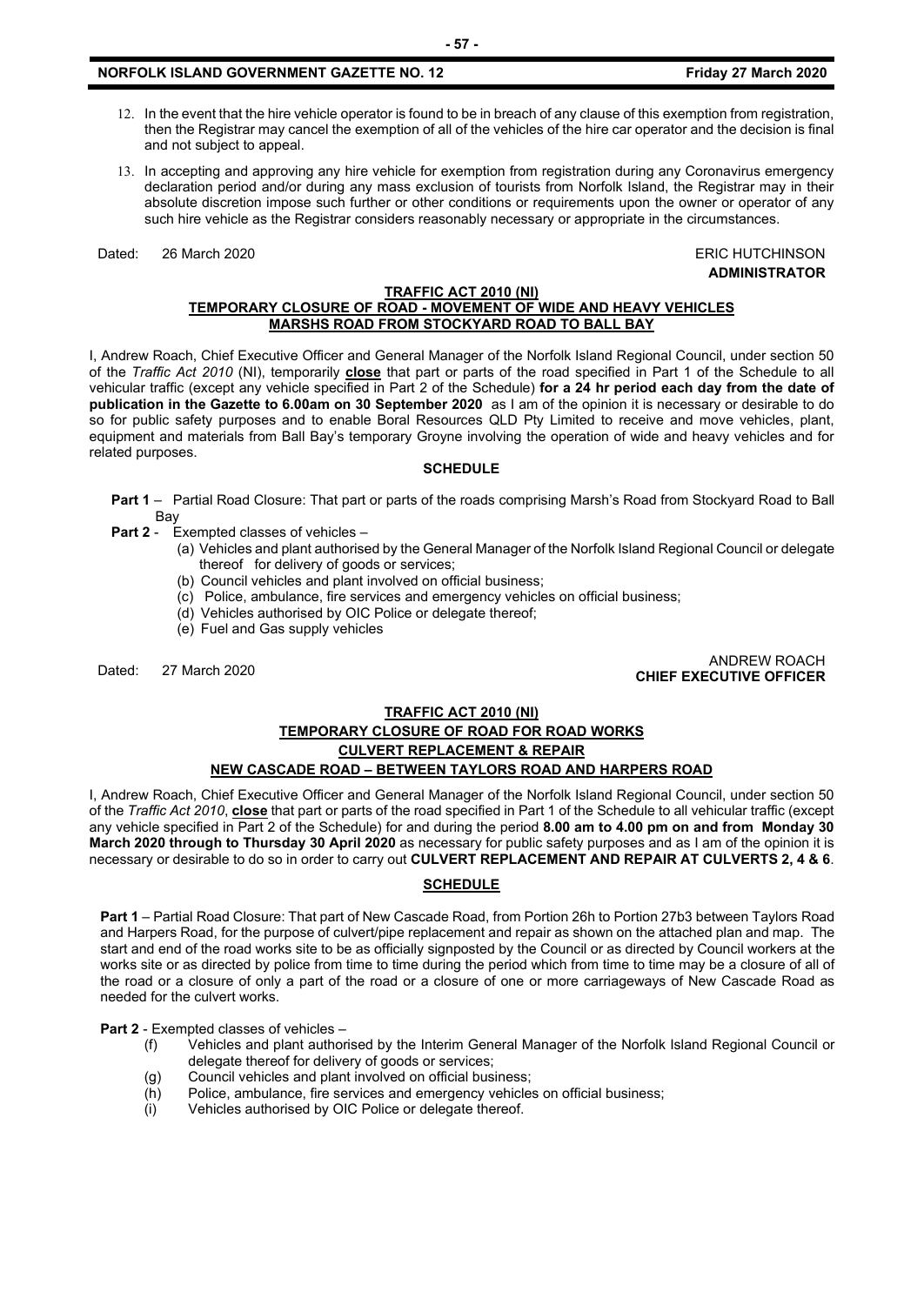12. In the event that the hire vehicle operator is found to be in breach of any clause of this exemption from registration, then the Registrar may cancel the exemption of all of the vehicles of the hire car operator and the decision is final and not subject to appeal.

13. In accepting and approving any hire vehicle for exemption from registration during any Coronavirus emergency declaration period and/or during any mass exclusion of tourists from Norfolk Island, the Registrar may in their absolute discretion impose such further or other conditions or requirements upon the owner or operator of any such hire vehicle as the Registrar considers reasonably necessary or appropriate in the circumstances.

Dated: 26 March 2020

ERIC HUTCHINSON
**ADMINISTRATOR**

## TRAFFIC ACT 2010 (NI)
## TEMPORARY CLOSURE OF ROAD - MOVEMENT OF WIDE AND HEAVY VEHICLES
## MARSHS ROAD FROM STOCKYARD ROAD TO BALL BAY

I, Andrew Roach, Chief Executive Officer and General Manager of the Norfolk Island Regional Council, under section 50 of the *Traffic Act 2010* (NI), temporarily **close** that part or parts of the road specified in Part 1 of the Schedule to all vehicular traffic (except any vehicle specified in Part 2 of the Schedule) **for a 24 hr period each day from the date of publication in the Gazette to 6.00am on 30 September 2020** as I am of the opinion it is necessary or desirable to do so for public safety purposes and to enable Boral Resources QLD Pty Limited to receive and move vehicles, plant, equipment and materials from Ball Bay's temporary Groyne involving the operation of wide and heavy vehicles and for related purposes.

### SCHEDULE

**Part 1** – Partial Road Closure: That part or parts of the roads comprising Marsh's Road from Stockyard Road to Ball Bay

**Part 2** - Exempted classes of vehicles –

(a) Vehicles and plant authorised by the General Manager of the Norfolk Island Regional Council or delegate thereof for delivery of goods or services;
(b) Council vehicles and plant involved on official business;
(c) Police, ambulance, fire services and emergency vehicles on official business;
(d) Vehicles authorised by OIC Police or delegate thereof;
(e) Fuel and Gas supply vehicles

Dated: 27 March 2020

ANDREW ROACH
**CHIEF EXECUTIVE OFFICER**

## TRAFFIC ACT 2010 (NI)
## TEMPORARY CLOSURE OF ROAD FOR ROAD WORKS
## CULVERT REPLACEMENT & REPAIR
## NEW CASCADE ROAD – BETWEEN TAYLORS ROAD AND HARPERS ROAD

I, Andrew Roach, Chief Executive Officer and General Manager of the Norfolk Island Regional Council, under section 50 of the *Traffic Act 2010*, **close** that part or parts of the road specified in Part 1 of the Schedule to all vehicular traffic (except any vehicle specified in Part 2 of the Schedule) for and during the period **8.00 am to 4.00 pm on and from Monday 30 March 2020 through to Thursday 30 April 2020** as necessary for public safety purposes and as I am of the opinion it is necessary or desirable to do so in order to carry out **CULVERT REPLACEMENT AND REPAIR AT CULVERTS 2, 4 & 6**.

### SCHEDULE

**Part 1** – Partial Road Closure: That part of New Cascade Road, from Portion 26h to Portion 27b3 between Taylors Road and Harpers Road, for the purpose of culvert/pipe replacement and repair as shown on the attached plan and map. The start and end of the road works site to be as officially signposted by the Council or as directed by Council workers at the works site or as directed by police from time to time during the period which from time to time may be a closure of all of the road or a closure of only a part of the road or a closure of one or more carriageways of New Cascade Road as needed for the culvert works.

**Part 2** - Exempted classes of vehicles –

(f) Vehicles and plant authorised by the Interim General Manager of the Norfolk Island Regional Council or delegate thereof for delivery of goods or services;
(g) Council vehicles and plant involved on official business;
(h) Police, ambulance, fire services and emergency vehicles on official business;
(i) Vehicles authorised by OIC Police or delegate thereof.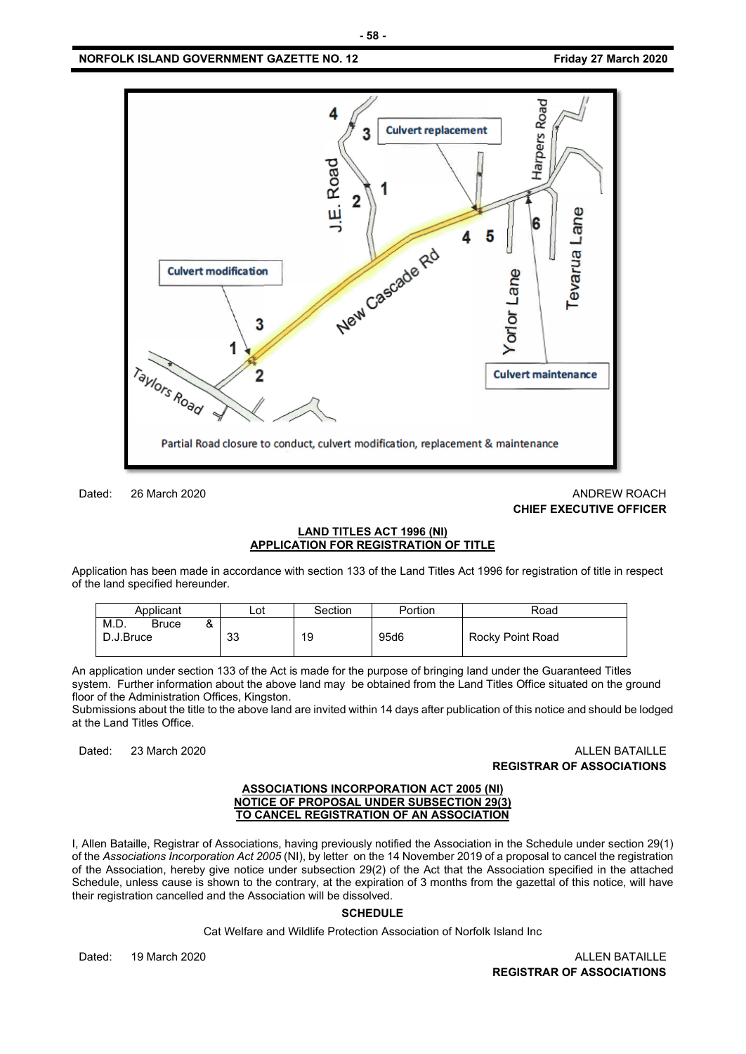Partial Road closure to conduct, culvert modification, replacement & maintenance

Dated: 26 March 2020

ANDREW ROACH
**CHIEF EXECUTIVE OFFICER**

**LAND TITLES ACT 1996 (NI)**
**APPLICATION FOR REGISTRATION OF TITLE**

Application has been made in accordance with section 133 of the Land Titles Act 1996 for registration of title in respect of the land specified hereunder.

| Applicant | Lot | Section | Portion | Road |
|---|---|---|---|---|
| M.D. Bruce & D.J.Bruce | 33 | 19 | 95d6 | Rocky Point Road |

An application under section 133 of the Act is made for the purpose of bringing land under the Guaranteed Titles system. Further information about the above land may be obtained from the Land Titles Office situated on the ground floor of the Administration Offices, Kingston.
Submissions about the title to the above land are invited within 14 days after publication of this notice and should be lodged at the Land Titles Office.

Dated: 23 March 2020

ALLEN BATAILLE
**REGISTRAR OF ASSOCIATIONS**

**ASSOCIATIONS INCORPORATION ACT 2005 (NI)**
**NOTICE OF PROPOSAL UNDER SUBSECTION 29(3)**
**TO CANCEL REGISTRATION OF AN ASSOCIATION**

I, Allen Bataille, Registrar of Associations, having previously notified the Association in the Schedule under section 29(1) of the *Associations Incorporation Act 2005* (NI), by letter on the 14 November 2019 of a proposal to cancel the registration of the Association, hereby give notice under subsection 29(2) of the Act that the Association specified in the attached Schedule, unless cause is shown to the contrary, at the expiration of 3 months from the gazettal of this notice, will have their registration cancelled and the Association will be dissolved.

**SCHEDULE**

Cat Welfare and Wildlife Protection Association of Norfolk Island Inc

Dated: 19 March 2020

ALLEN BATAILLE
**REGISTRAR OF ASSOCIATIONS**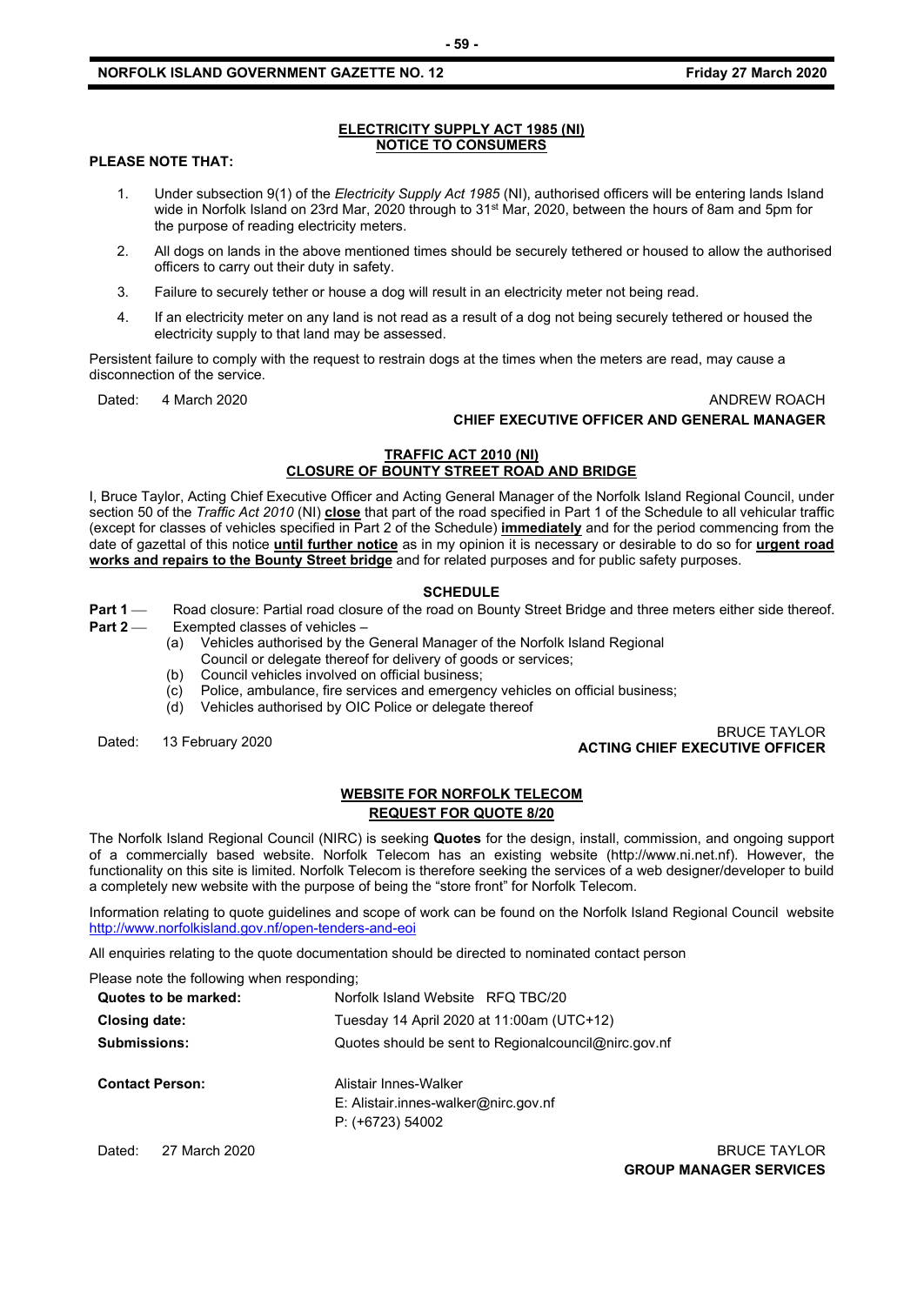## ELECTRICITY SUPPLY ACT 1985 (NI)
## NOTICE TO CONSUMERS

**PLEASE NOTE THAT:**

1. Under subsection 9(1) of the *Electricity Supply Act 1985* (NI), authorised officers will be entering lands Island wide in Norfolk Island on 23rd Mar, 2020 through to 31st Mar, 2020, between the hours of 8am and 5pm for the purpose of reading electricity meters.
2. All dogs on lands in the above mentioned times should be securely tethered or housed to allow the authorised officers to carry out their duty in safety.
3. Failure to securely tether or house a dog will result in an electricity meter not being read.
4. If an electricity meter on any land is not read as a result of a dog not being securely tethered or housed the electricity supply to that land may be assessed.

Persistent failure to comply with the request to restrain dogs at the times when the meters are read, may cause a disconnection of the service.

Dated: 4 March 2020

ANDREW ROACH
**CHIEF EXECUTIVE OFFICER AND GENERAL MANAGER**

## TRAFFIC ACT 2010 (NI)
## CLOSURE OF BOUNTY STREET ROAD AND BRIDGE

I, Bruce Taylor, Acting Chief Executive Officer and Acting General Manager of the Norfolk Island Regional Council, under section 50 of the *Traffic Act 2010* (NI) **close** that part of the road specified in Part 1 of the Schedule to all vehicular traffic (except for classes of vehicles specified in Part 2 of the Schedule) **immediately** and for the period commencing from the date of gazettal of this notice **until further notice** as in my opinion it is necessary or desirable to do so for **urgent road works and repairs to the Bounty Street bridge** and for related purposes and for public safety purposes.

**SCHEDULE**

**Part 1** — Road closure: Partial road closure of the road on Bounty Street Bridge and three meters either side thereof.

**Part 2** — Exempted classes of vehicles –

(a) Vehicles authorised by the General Manager of the Norfolk Island Regional Council or delegate thereof for delivery of goods or services;
(b) Council vehicles involved on official business;
(c) Police, ambulance, fire services and emergency vehicles on official business;
(d) Vehicles authorised by OIC Police or delegate thereof

Dated: 13 February 2020

BRUCE TAYLOR
**ACTING CHIEF EXECUTIVE OFFICER**

## WEBSITE FOR NORFOLK TELECOM
## REQUEST FOR QUOTE 8/20

The Norfolk Island Regional Council (NIRC) is seeking **Quotes** for the design, install, commission, and ongoing support of a commercially based website. Norfolk Telecom has an existing website (http://www.ni.net.nf). However, the functionality on this site is limited. Norfolk Telecom is therefore seeking the services of a web designer/developer to build a completely new website with the purpose of being the "store front" for Norfolk Telecom.

Information relating to quote guidelines and scope of work can be found on the Norfolk Island Regional Council website http://www.norfolkisland.gov.nf/open-tenders-and-eoi

All enquiries relating to the quote documentation should be directed to nominated contact person

Please note the following when responding;

| | |
|---|---|
| **Quotes to be marked:** | Norfolk Island Website RFQ TBC/20 |
| **Closing date:** | Tuesday 14 April 2020 at 11:00am (UTC+12) |
| **Submissions:** | Quotes should be sent to Regionalcouncil@nirc.gov.nf |
| **Contact Person:** | Alistair Innes-Walker<br>E: Alistair.innes-walker@nirc.gov.nf<br>P: (+6723) 54002 |

Dated: 27 March 2020

BRUCE TAYLOR
**GROUP MANAGER SERVICES**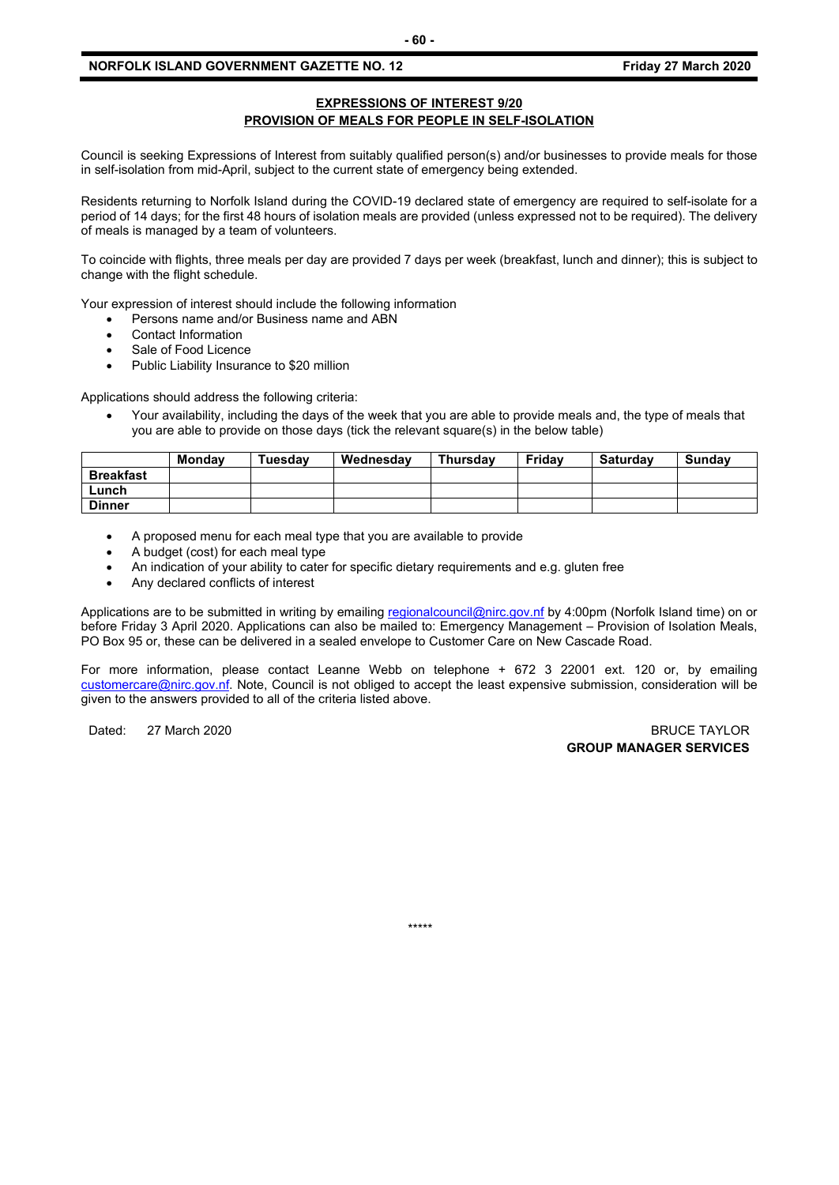## EXPRESSIONS OF INTEREST 9/20
## PROVISION OF MEALS FOR PEOPLE IN SELF-ISOLATION

Council is seeking Expressions of Interest from suitably qualified person(s) and/or businesses to provide meals for those in self-isolation from mid-April, subject to the current state of emergency being extended.

Residents returning to Norfolk Island during the COVID-19 declared state of emergency are required to self-isolate for a period of 14 days; for the first 48 hours of isolation meals are provided (unless expressed not to be required). The delivery of meals is managed by a team of volunteers.

To coincide with flights, three meals per day are provided 7 days per week (breakfast, lunch and dinner); this is subject to change with the flight schedule.

Your expression of interest should include the following information

- Persons name and/or Business name and ABN
- Contact Information
- Sale of Food Licence
- Public Liability Insurance to $20 million

Applications should address the following criteria:

- Your availability, including the days of the week that you are able to provide meals and, the type of meals that you are able to provide on those days (tick the relevant square(s) in the below table)

| | Monday | Tuesday | Wednesday | Thursday | Friday | Saturday | Sunday |
|---|---|---|---|---|---|---|---|
| **Breakfast** | | | | | | | |
| **Lunch** | | | | | | | |
| **Dinner** | | | | | | | |

- A proposed menu for each meal type that you are available to provide
- A budget (cost) for each meal type
- An indication of your ability to cater for specific dietary requirements and e.g. gluten free
- Any declared conflicts of interest

Applications are to be submitted in writing by emailing regionalcouncil@nirc.gov.nf by 4:00pm (Norfolk Island time) on or before Friday 3 April 2020. Applications can also be mailed to: Emergency Management – Provision of Isolation Meals, PO Box 95 or, these can be delivered in a sealed envelope to Customer Care on New Cascade Road.

For more information, please contact Leanne Webb on telephone + 672 3 22001 ext. 120 or, by emailing customercare@nirc.gov.nf. Note, Council is not obliged to accept the least expensive submission, consideration will be given to the answers provided to all of the criteria listed above.

Dated: 27 March 2020

BRUCE TAYLOR
**GROUP MANAGER SERVICES**

*****